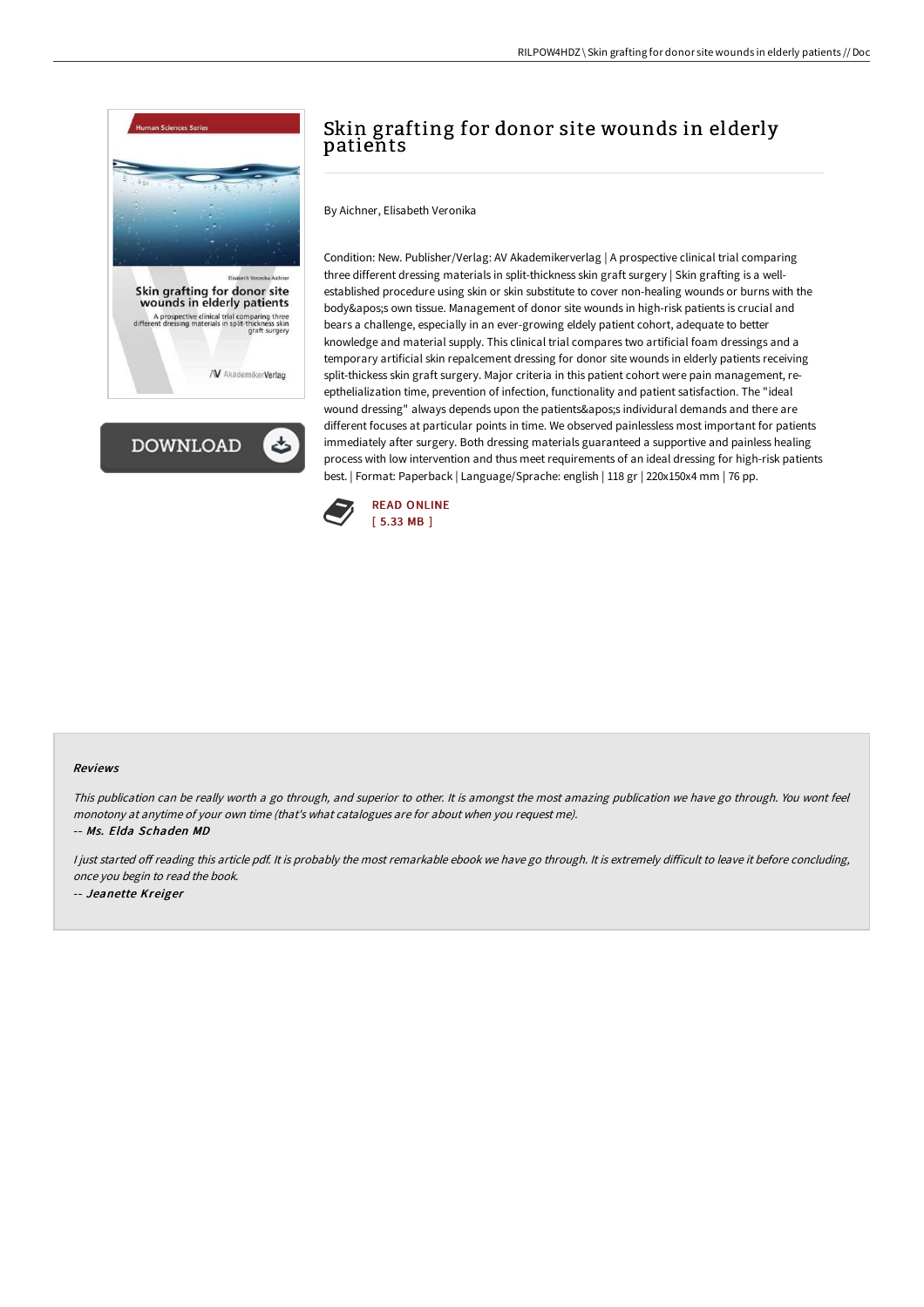# Skin grafting for donor site wounds in elderly patients

By Aichner, Elisabeth Veronika

Condition: New. Publisher/Verlag: AV Akademikerverlag | A prospective clinical trial comparing three different dressing materials in split-thickness skin graft surgery | Skin grafting is a well-established procedure using skin or skin substitute to cover non-healing wounds or burns with the body&apos;s own tissue. Management of donor site wounds in high-risk patients is crucial and bears a challenge, especially in an ever-growing eldely patient cohort, adequate to better knowledge and material supply. This clinical trial compares two artificial foam dressings and a temporary artificial skin repalcement dressing for donor site wounds in elderly patients receiving split-thickess skin graft surgery. Major criteria in this patient cohort were pain management, re-epthelialization time, prevention of infection, functionality and patient satisfaction. The "ideal wound dressing" always depends upon the patients&apos;s individural demands and there are different focuses at particular points in time. We observed painlessless most important for patients immediately after surgery. Both dressing materials guaranteed a supportive and painless healing process with low intervention and thus meet requirements of an ideal dressing for high-risk patients best. | Format: Paperback | Language/Sprache: english | 118 gr | 220x150x4 mm | 76 pp.

READ ONLINE
[ 5.33 MB ]

### Reviews

*This publication can be really worth a go through, and superior to other. It is amongst the most amazing publication we have go through. You wont feel monotony at anytime of your own time (that's what catalogues are for about when you request me).*

-- *Ms. Elda Schaden MD*

*I just started off reading this article pdf. It is probably the most remarkable ebook we have go through. It is extremely difficult to leave it before concluding, once you begin to read the book.*

-- *Jeanette Kreiger*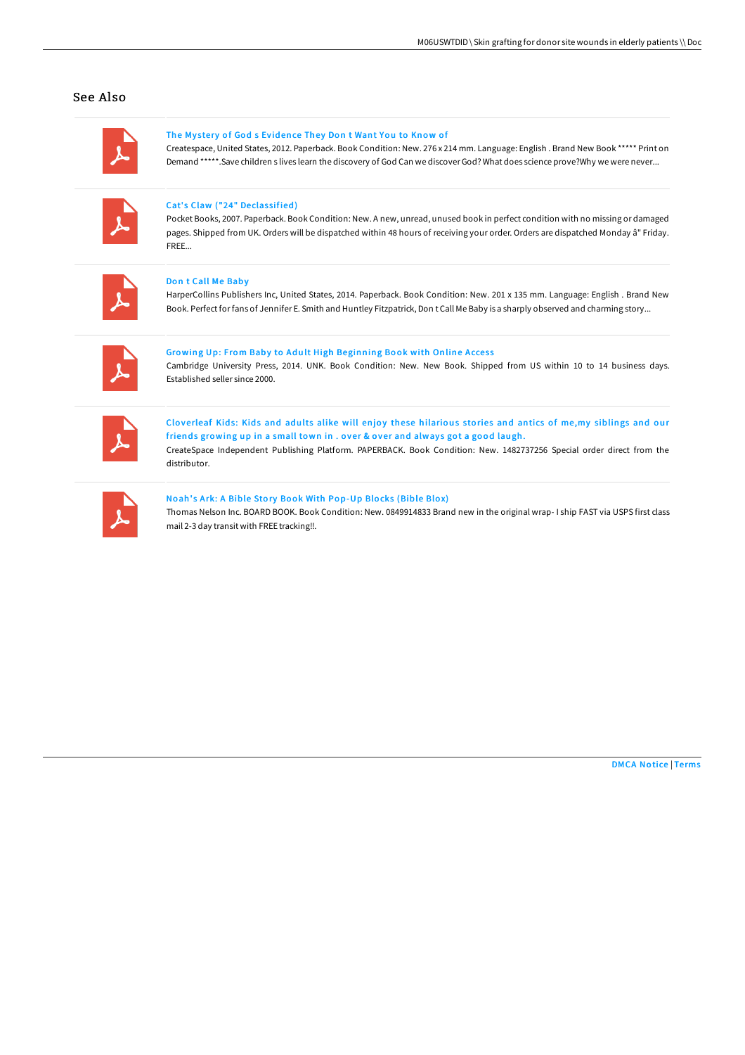## See Also

### The Mystery of God s Evidence They Don t Want You to Know of

Createspace, United States, 2012. Paperback. Book Condition: New. 276 x 214 mm. Language: English . Brand New Book ***** Print on Demand *****.Save children s lives learn the discovery of God Can we discover God? What does science prove?Why we were never...

### Cat's Claw ("24" Declassified)

Pocket Books, 2007. Paperback. Book Condition: New. A new, unread, unused book in perfect condition with no missing or damaged pages. Shipped from UK. Orders will be dispatched within 48 hours of receiving your order. Orders are dispatched Monday â" Friday. FREE...

### Don t Call Me Baby

HarperCollins Publishers Inc, United States, 2014. Paperback. Book Condition: New. 201 x 135 mm. Language: English . Brand New Book. Perfect for fans of Jennifer E. Smith and Huntley Fitzpatrick, Don t Call Me Baby is a sharply observed and charming story...

### Growing Up: From Baby to Adult High Beginning Book with Online Access

Cambridge University Press, 2014. UNK. Book Condition: New. New Book. Shipped from US within 10 to 14 business days. Established seller since 2000.

### Cloverleaf Kids: Kids and adults alike will enjoy these hilarious stories and antics of me,my siblings and our friends growing up in a small town in . over & over and always got a good laugh.

CreateSpace Independent Publishing Platform. PAPERBACK. Book Condition: New. 1482737256 Special order direct from the distributor.

### Noah's Ark: A Bible Story Book With Pop-Up Blocks (Bible Blox)

Thomas Nelson Inc. BOARD BOOK. Book Condition: New. 0849914833 Brand new in the original wrap- I ship FAST via USPS first class mail 2-3 day transit with FREE tracking!!.